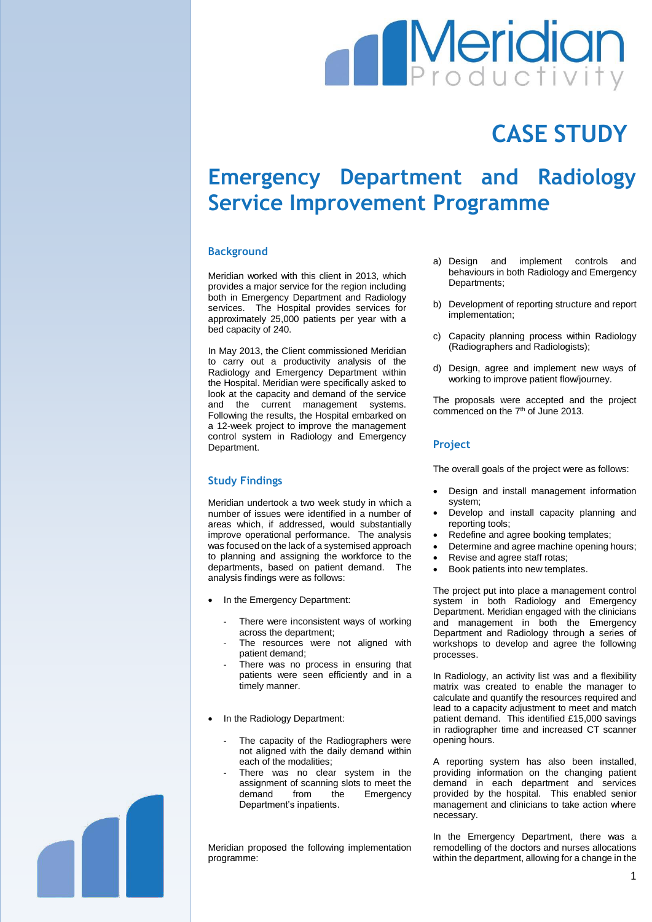# Meridian Productivity

# CASE STUDY

# Emergency Department and Radiology Service Improvement Programme

## Background

Meridian worked with this client in 2013, which provides a major service for the region including both in Emergency Department and Radiology services. The Hospital provides services for approximately 25,000 patients per year with a bed capacity of 240.

In May 2013, the Client commissioned Meridian to carry out a productivity analysis of the Radiology and Emergency Department within the Hospital. Meridian were specifically asked to look at the capacity and demand of the service and the current management systems. Following the results, the Hospital embarked on a 12-week project to improve the management control system in Radiology and Emergency Department.

## Study Findings

Meridian undertook a two week study in which a number of issues were identified in a number of areas which, if addressed, would substantially improve operational performance. The analysis was focused on the lack of a systemised approach to planning and assigning the workforce to the departments, based on patient demand. The analysis findings were as follows:

- In the Emergency Department:
  - There were inconsistent ways of working across the department;
  - The resources were not aligned with patient demand;
  - There was no process in ensuring that patients were seen efficiently and in a timely manner.
- In the Radiology Department:
  - The capacity of the Radiographers were not aligned with the daily demand within each of the modalities;
  - There was no clear system in the assignment of scanning slots to meet the demand from the Emergency Department's inpatients.

Meridian proposed the following implementation programme:

a) Design and implement controls and behaviours in both Radiology and Emergency Departments;

b) Development of reporting structure and report implementation;

c) Capacity planning process within Radiology (Radiographers and Radiologists);

d) Design, agree and implement new ways of working to improve patient flow/journey.

The proposals were accepted and the project commenced on the 7th of June 2013.

## Project

The overall goals of the project were as follows:

- Design and install management information system;
- Develop and install capacity planning and reporting tools;
- Redefine and agree booking templates;
- Determine and agree machine opening hours;
- Revise and agree staff rotas;
- Book patients into new templates.

The project put into place a management control system in both Radiology and Emergency Department. Meridian engaged with the clinicians and management in both the Emergency Department and Radiology through a series of workshops to develop and agree the following processes.

In Radiology, an activity list was and a flexibility matrix was created to enable the manager to calculate and quantify the resources required and lead to a capacity adjustment to meet and match patient demand. This identified £15,000 savings in radiographer time and increased CT scanner opening hours.

A reporting system has also been installed, providing information on the changing patient demand in each department and services provided by the hospital. This enabled senior management and clinicians to take action where necessary.

In the Emergency Department, there was a remodelling of the doctors and nurses allocations within the department, allowing for a change in the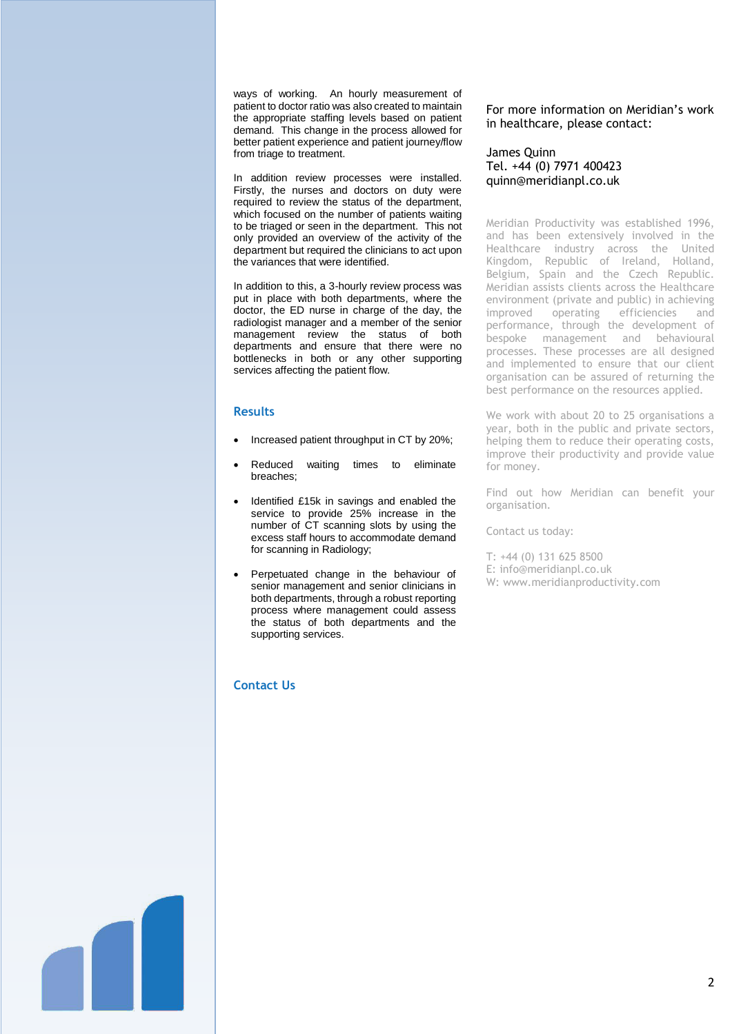ways of working. An hourly measurement of patient to doctor ratio was also created to maintain the appropriate staffing levels based on patient demand. This change in the process allowed for better patient experience and patient journey/flow from triage to treatment.

In addition review processes were installed. Firstly, the nurses and doctors on duty were required to review the status of the department, which focused on the number of patients waiting to be triaged or seen in the department. This not only provided an overview of the activity of the department but required the clinicians to act upon the variances that were identified.

In addition to this, a 3-hourly review process was put in place with both departments, where the doctor, the ED nurse in charge of the day, the radiologist manager and a member of the senior management review the status of both departments and ensure that there were no bottlenecks in both or any other supporting services affecting the patient flow.

## Results

- Increased patient throughput in CT by 20%;
- Reduced waiting times to eliminate breaches;
- Identified £15k in savings and enabled the service to provide 25% increase in the number of CT scanning slots by using the excess staff hours to accommodate demand for scanning in Radiology;
- Perpetuated change in the behaviour of senior management and senior clinicians in both departments, through a robust reporting process where management could assess the status of both departments and the supporting services.

## Contact Us

For more information on Meridian's work in healthcare, please contact:

James Quinn
Tel. +44 (0) 7971 400423
quinn@meridianpl.co.uk

Meridian Productivity was established 1996, and has been extensively involved in the Healthcare industry across the United Kingdom, Republic of Ireland, Holland, Belgium, Spain and the Czech Republic. Meridian assists clients across the Healthcare environment (private and public) in achieving improved operating efficiencies and performance, through the development of bespoke management and behavioural processes. These processes are all designed and implemented to ensure that our client organisation can be assured of returning the best performance on the resources applied.

We work with about 20 to 25 organisations a year, both in the public and private sectors, helping them to reduce their operating costs, improve their productivity and provide value for money.

Find out how Meridian can benefit your organisation.

Contact us today:

T: +44 (0) 131 625 8500
E: info@meridianpl.co.uk
W: www.meridianproductivity.com